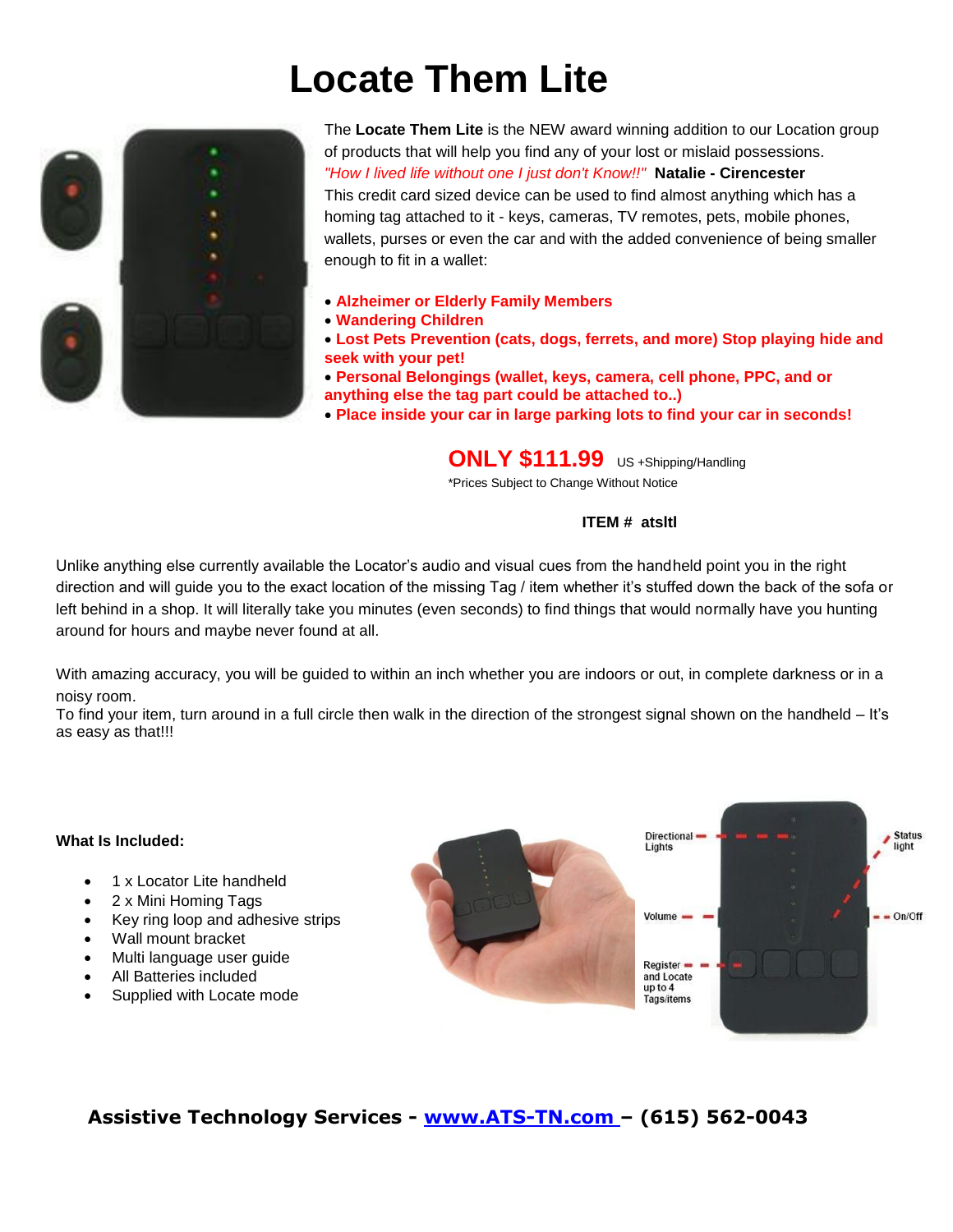# Locate Them Lite

The **Locate Them Lite** is the NEW award winning addition to our Location group of products that will help you find any of your lost or mislaid possessions.

*"How I lived life without one I just don't Know!!"* **Natalie - Cirencester**

This credit card sized device can be used to find almost anything which has a homing tag attached to it - keys, cameras, TV remotes, pets, mobile phones, wallets, purses or even the car and with the added convenience of being smaller enough to fit in a wallet:

- **Alzheimer or Elderly Family Members**
- **Wandering Children**
- **Lost Pets Prevention (cats, dogs, ferrets, and more) Stop playing hide and seek with your pet!**
- **Personal Belongings (wallet, keys, camera, cell phone, PPC, and or anything else the tag part could be attached to..)**
- **Place inside your car in large parking lots to find your car in seconds!**

**ONLY $111.99** US +Shipping/Handling

*Prices Subject to Change Without Notice

**ITEM # atsltl**

Unlike anything else currently available the Locator's audio and visual cues from the handheld point you in the right direction and will guide you to the exact location of the missing Tag / item whether it's stuffed down the back of the sofa or left behind in a shop. It will literally take you minutes (even seconds) to find things that would normally have you hunting around for hours and maybe never found at all.

With amazing accuracy, you will be guided to within an inch whether you are indoors or out, in complete darkness or in a noisy room.

To find your item, turn around in a full circle then walk in the direction of the strongest signal shown on the handheld – It's as easy as that!!!

**What Is Included:**

- 1 x Locator Lite handheld
- 2 x Mini Homing Tags
- Key ring loop and adhesive strips
- Wall mount bracket
- Multi language user guide
- All Batteries included
- Supplied with Locate mode

Directional Lights
Status light
Volume
On/Off
Register and Locate up to 4 Tags/items

**Assistive Technology Services - [www.ATS-TN.com](http://www.ATS-TN.com) – (615) 562-0043**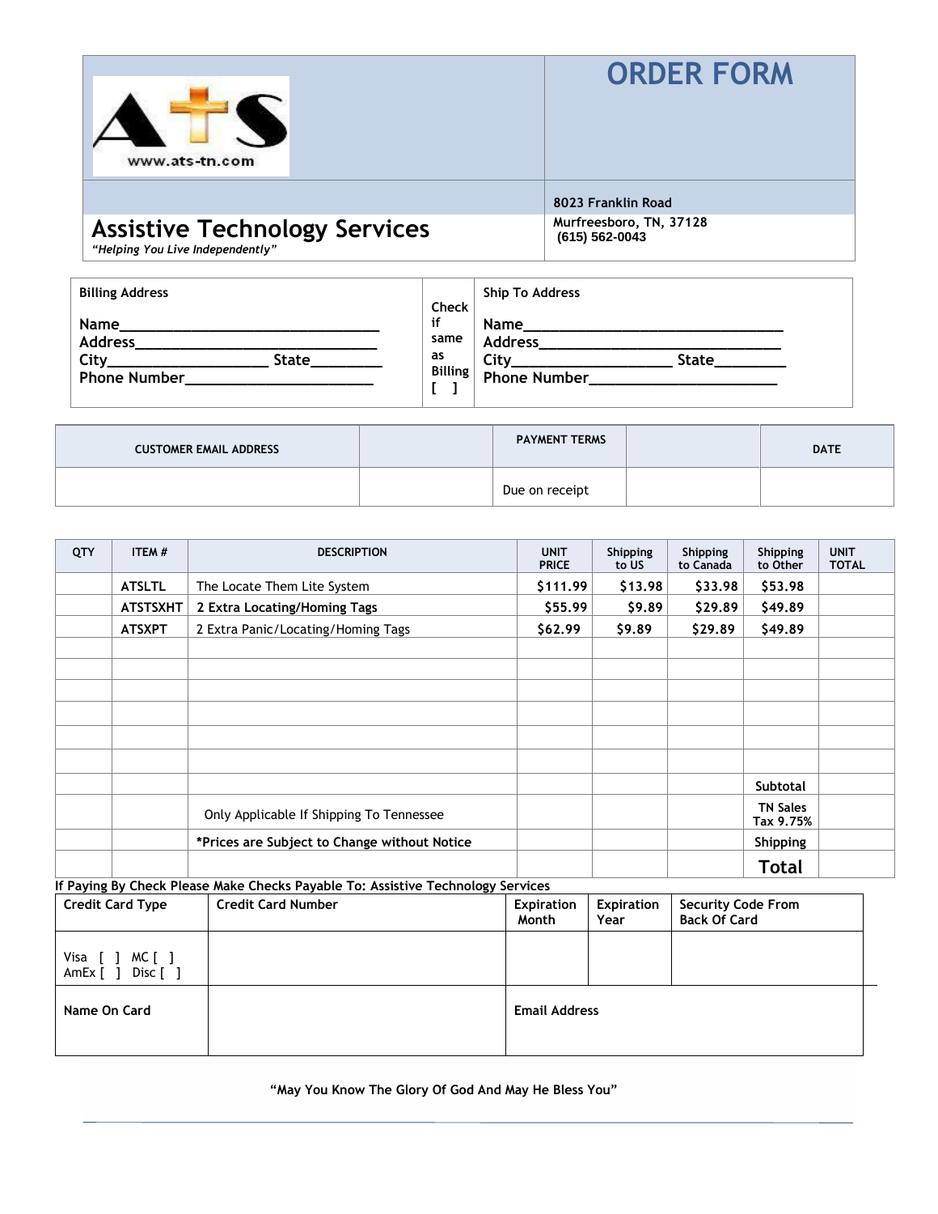www.ats-tn.com

# ORDER FORM

## Assistive Technology Services

*"Helping You Live Independently"*

8023 Franklin Road
Murfreesboro, TN, 37128
(615) 562-0043

| Billing Address | Check if same as Billing [ ] | Ship To Address |
|---|---|---|
| Name_______________________________ | | Name_______________________________ |
| Address_____________________________ | | Address_____________________________ |
| City__________________ State________ | | City__________________ State________ |
| Phone Number______________________ | | Phone Number______________________ |

| CUSTOMER EMAIL ADDRESS | | PAYMENT TERMS | | DATE |
|---|---|---|---|---|
| | | Due on receipt | | |

| QTY | ITEM # | DESCRIPTION | UNIT PRICE | Shipping to US | Shipping to Canada | Shipping to Other | UNIT TOTAL |
|---|---|---|---|---|---|---|---|
| | ATSLTL | The Locate Them Lite System | $111.99 | $13.98 | $33.98 | $53.98 | |
| | ATSTSXHT | 2 Extra Locating/Homing Tags | $55.99 | $9.89 | $29.89 | $49.89 | |
| | ATSXPT | 2 Extra Panic/Locating/Homing Tags | $62.99 | $9.89 | $29.89 | $49.89 | |
| | | | | | | | |
| | | | | | | | |
| | | | | | | | |
| | | | | | | | |
| | | | | | | | |
| | | | | | | | |
| | | | | | | Subtotal | |
| | | Only Applicable If Shipping To Tennessee | | | | TN Sales Tax 9.75% | |
| | | *Prices are Subject to Change without Notice | | | | Shipping | |
| | | | | | | **Total** | |

If Paying By Check Please Make Checks Payable To: Assistive Technology Services

| Credit Card Type | Credit Card Number | Expiration Month | Expiration Year | Security Code From Back Of Card |
|---|---|---|---|---|
| Visa [ ] MC [ ] AmEx [ ] Disc [ ] | | | | |
| Name On Card | | Email Address | | |

"May You Know The Glory Of God And May He Bless You"